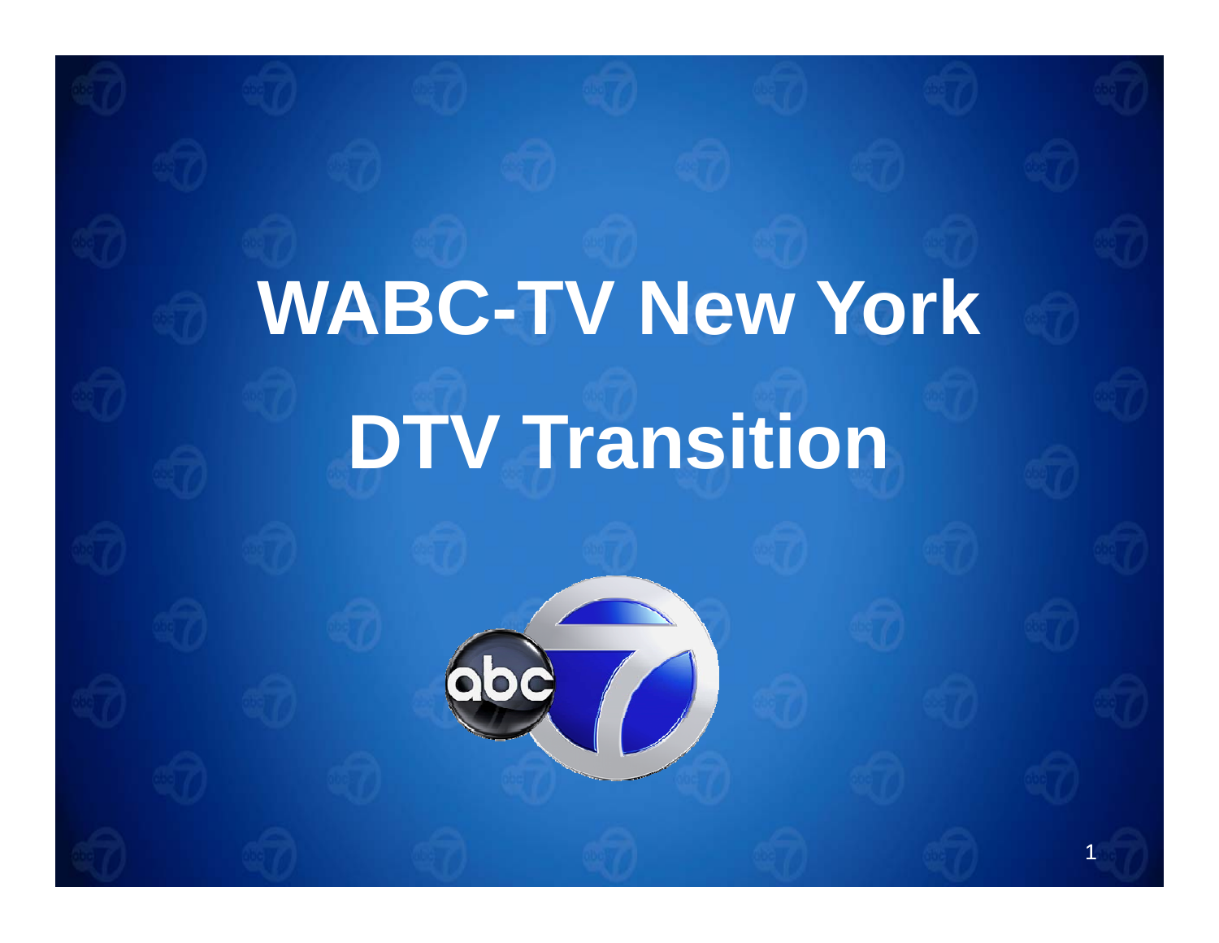# WABC-TV New York

# DTV Transition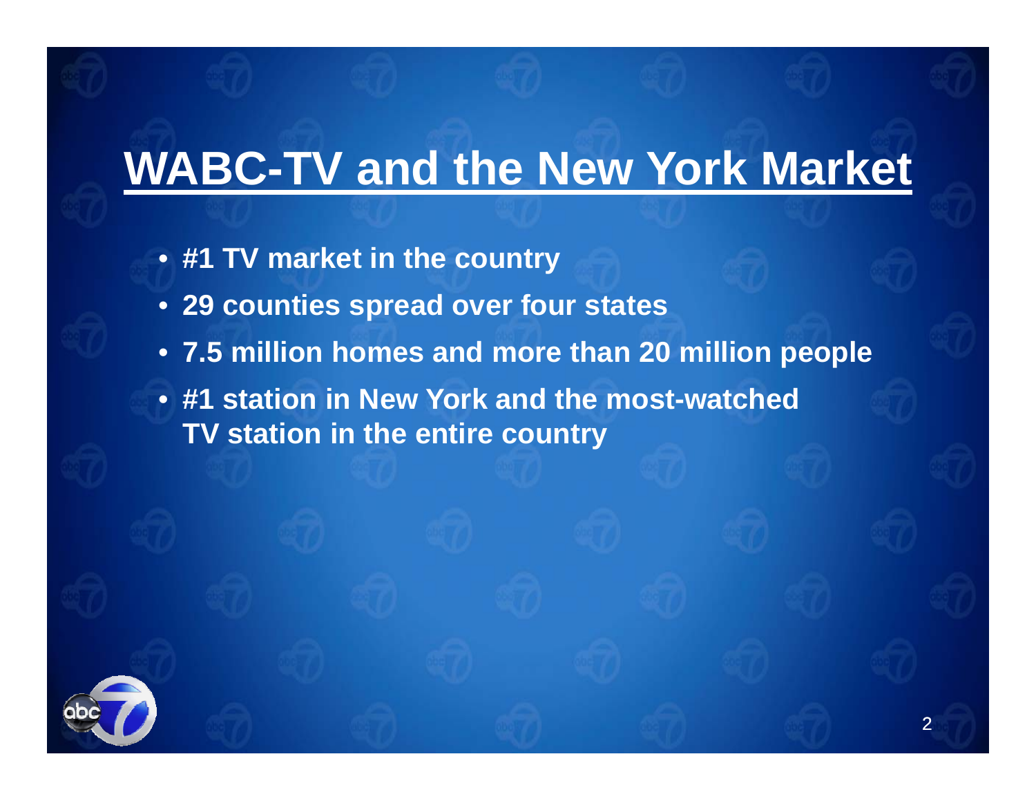# WABC-TV and the New York Market

- **#1 TV market in the country**
- **29 counties spread over four states**
- **7.5 million homes and more than 20 million people**
- **#1 station in New York and the most-watched TV station in the entire country**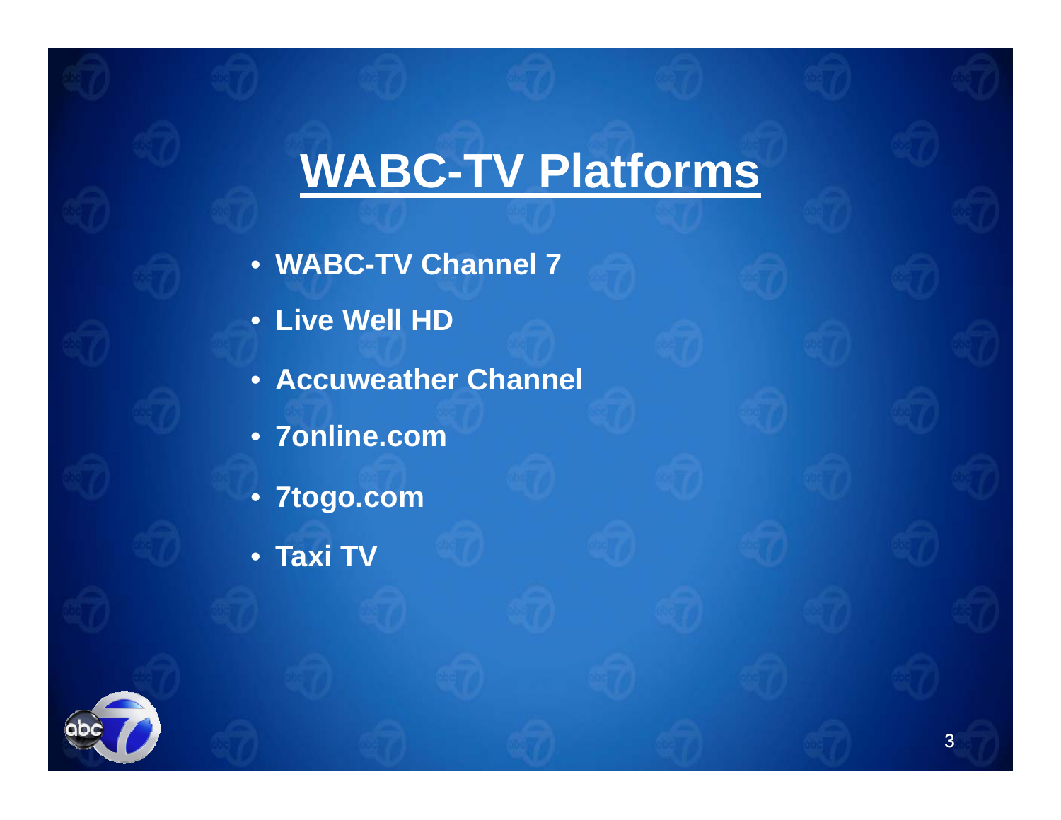# WABC-TV Platforms

- **WABC-TV Channel 7**
- **Live Well HD**
- **Accuweather Channel**
- **7online.com**
- **7togo.com**
- **Taxi TV**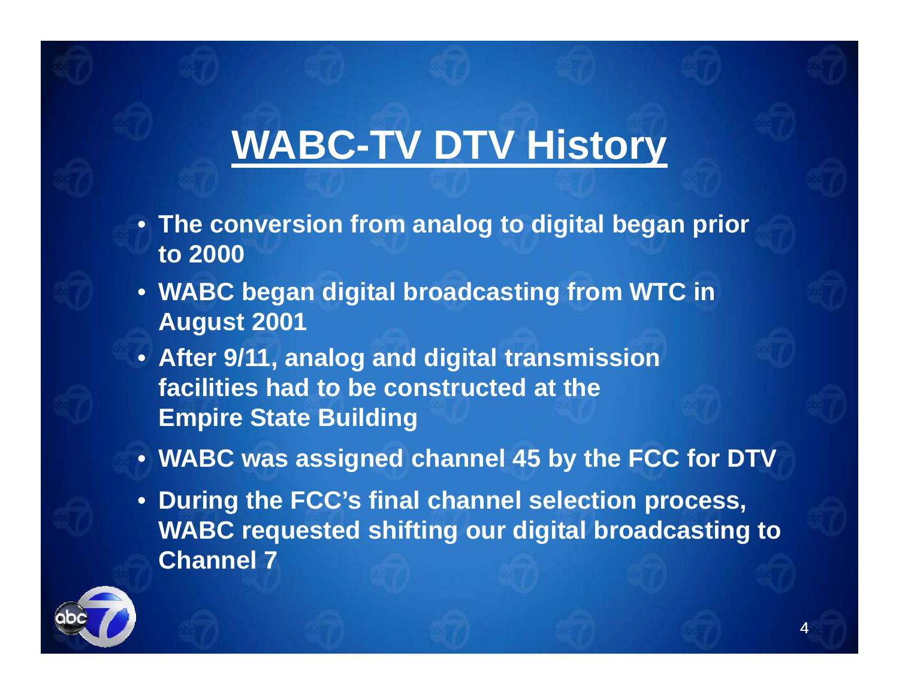# WABC-TV DTV History

- The conversion from analog to digital began prior to 2000
- WABC began digital broadcasting from WTC in August 2001
- After 9/11, analog and digital transmission facilities had to be constructed at the Empire State Building
- WABC was assigned channel 45 by the FCC for DTV
- During the FCC's final channel selection process, WABC requested shifting our digital broadcasting to Channel 7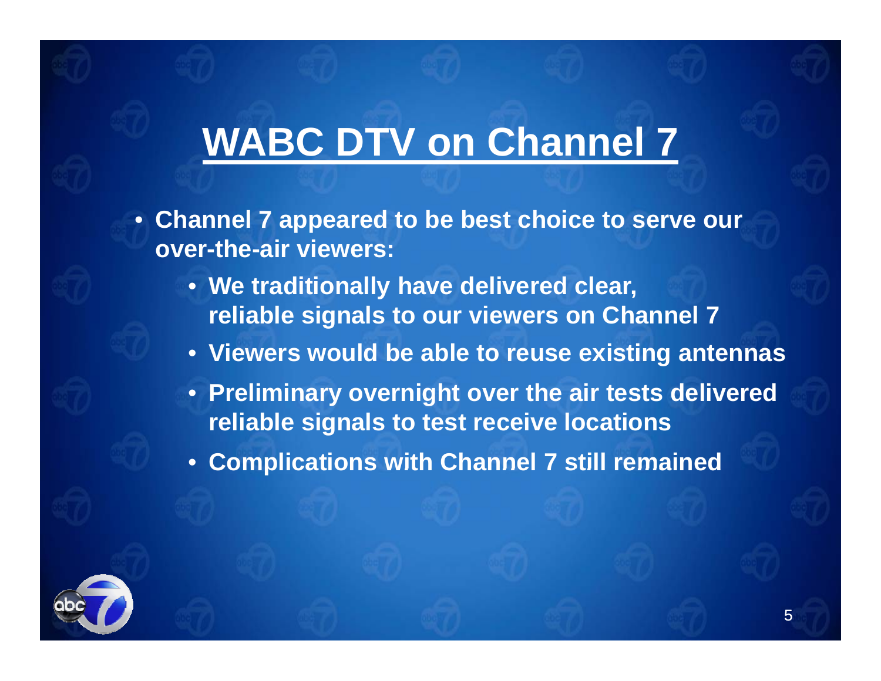# WABC DTV on Channel 7

- **Channel 7 appeared to be best choice to serve our over-the-air viewers:**
  - **We traditionally have delivered clear, reliable signals to our viewers on Channel 7**
  - **Viewers would be able to reuse existing antennas**
  - **Preliminary overnight over the air tests delivered reliable signals to test receive locations**
  - **Complications with Channel 7 still remained**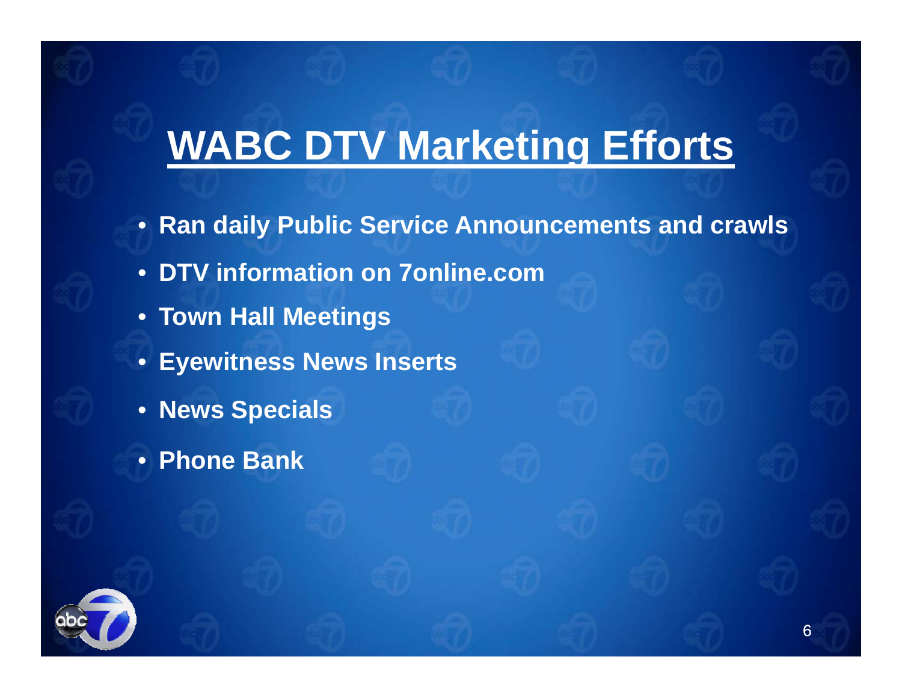# WABC DTV Marketing Efforts

- **Ran daily Public Service Announcements and crawls**
- **DTV information on 7online.com**
- **Town Hall Meetings**
- **Eyewitness News Inserts**
- **News Specials**
- **Phone Bank**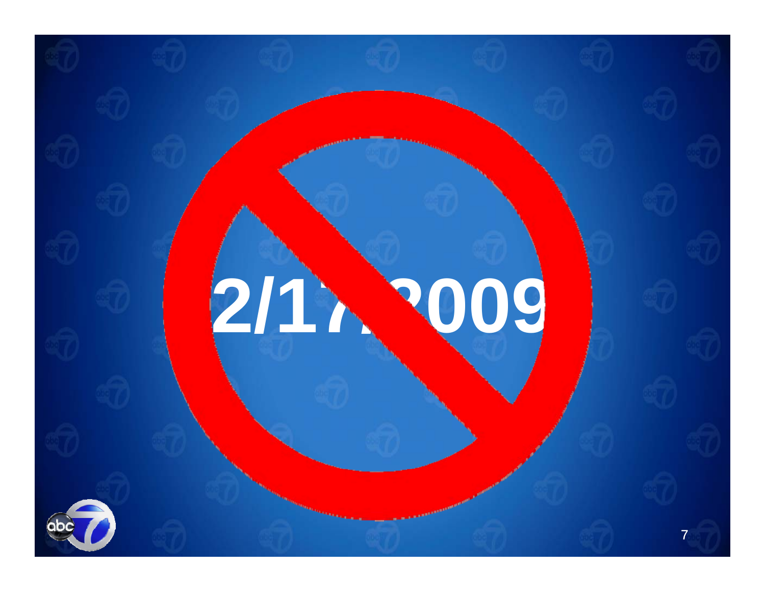2/17/2009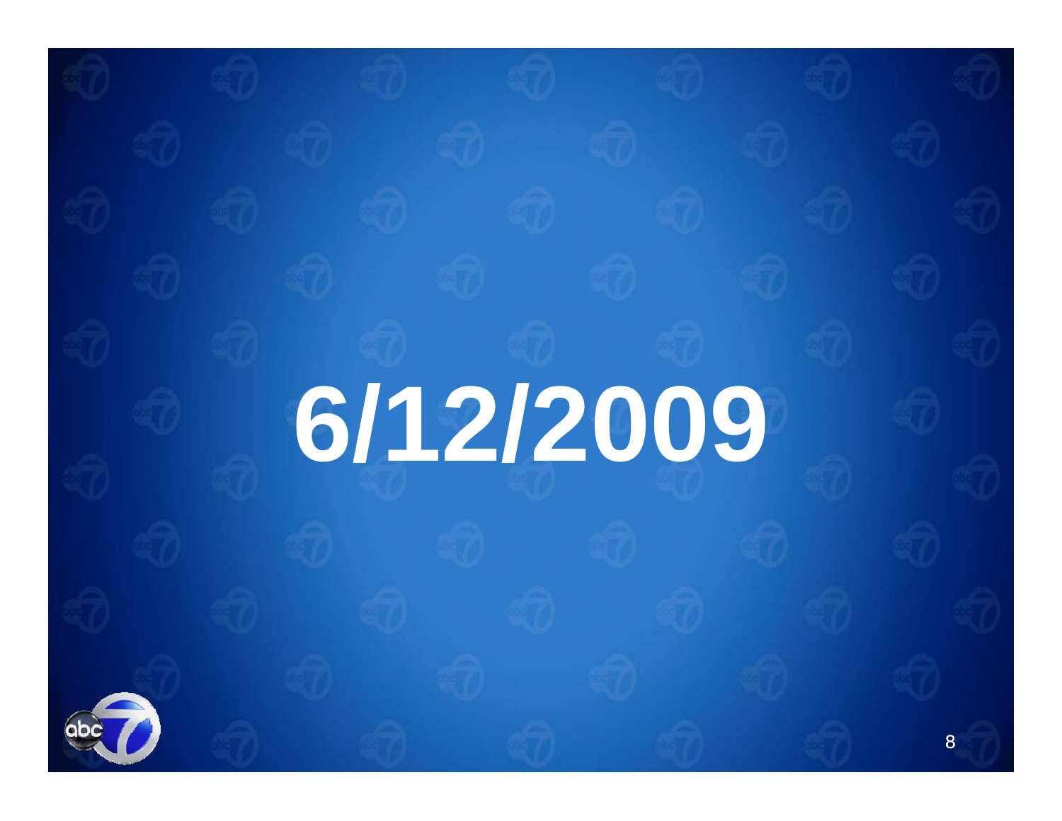# 6/12/2009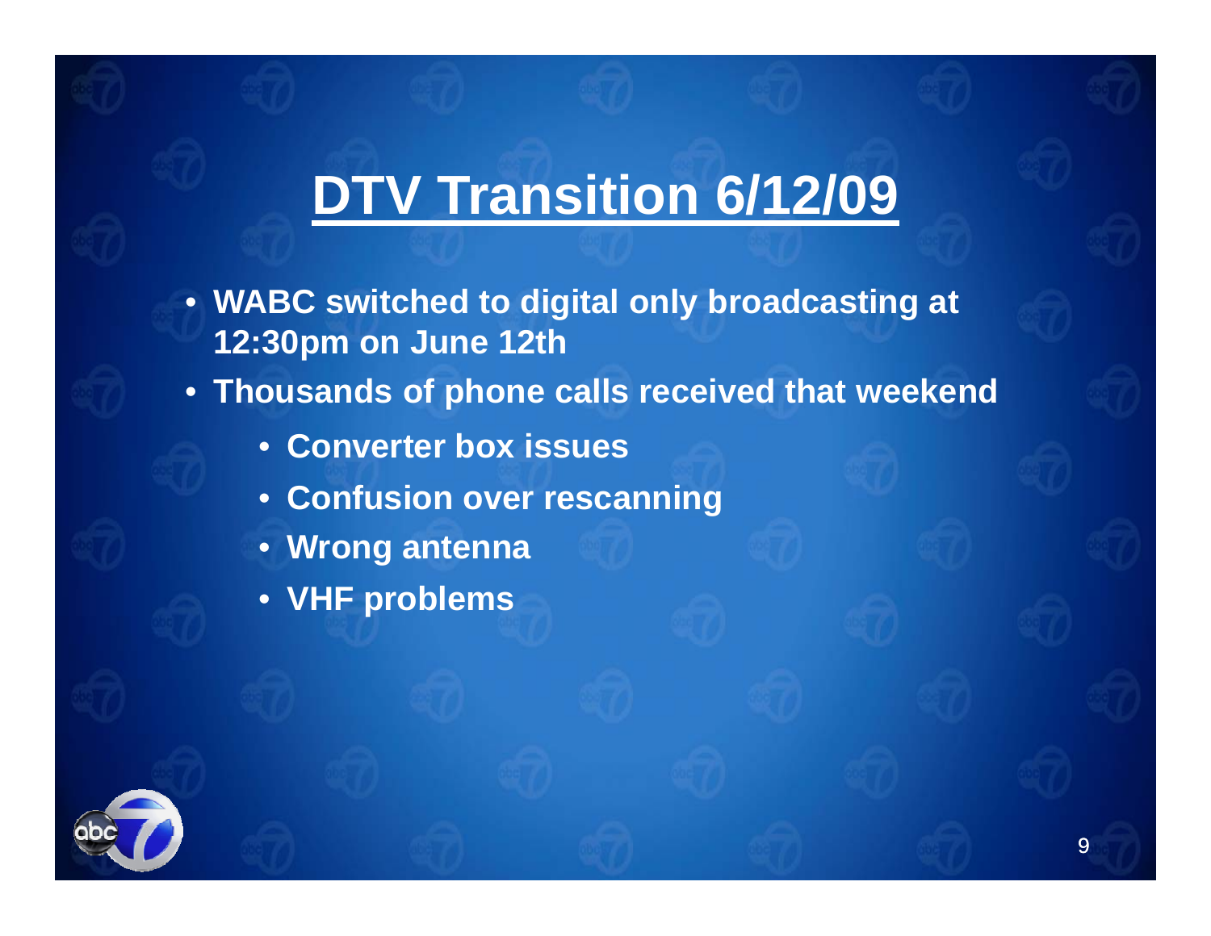# DTV Transition 6/12/09

- WABC switched to digital only broadcasting at 12:30pm on June 12th
- Thousands of phone calls received that weekend
  - Converter box issues
  - Confusion over rescanning
  - Wrong antenna
  - VHF problems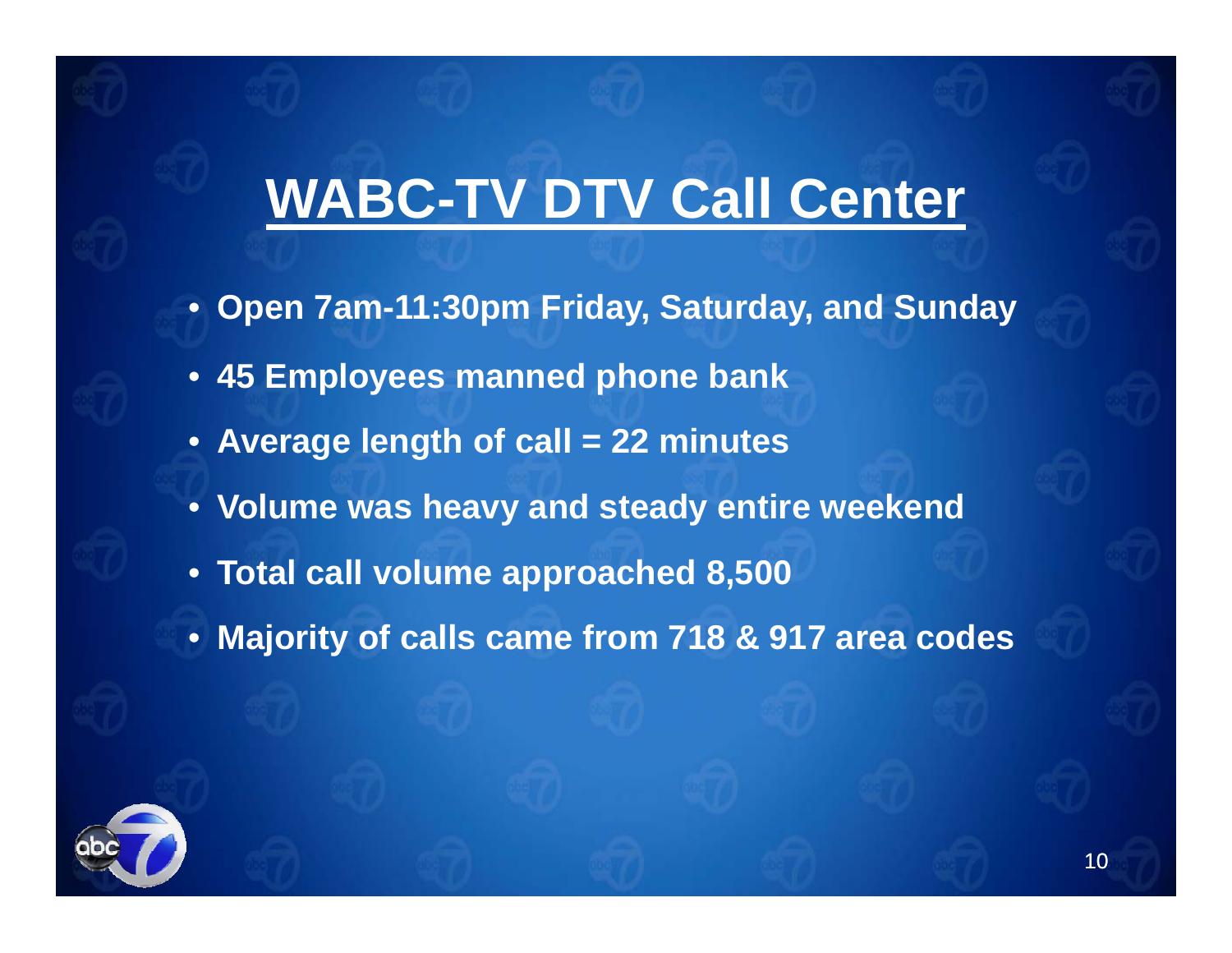# WABC-TV DTV Call Center

- **Open 7am-11:30pm Friday, Saturday, and Sunday**
- **45 Employees manned phone bank**
- **Average length of call = 22 minutes**
- **Volume was heavy and steady entire weekend**
- **Total call volume approached 8,500**
- **Majority of calls came from 718 & 917 area codes**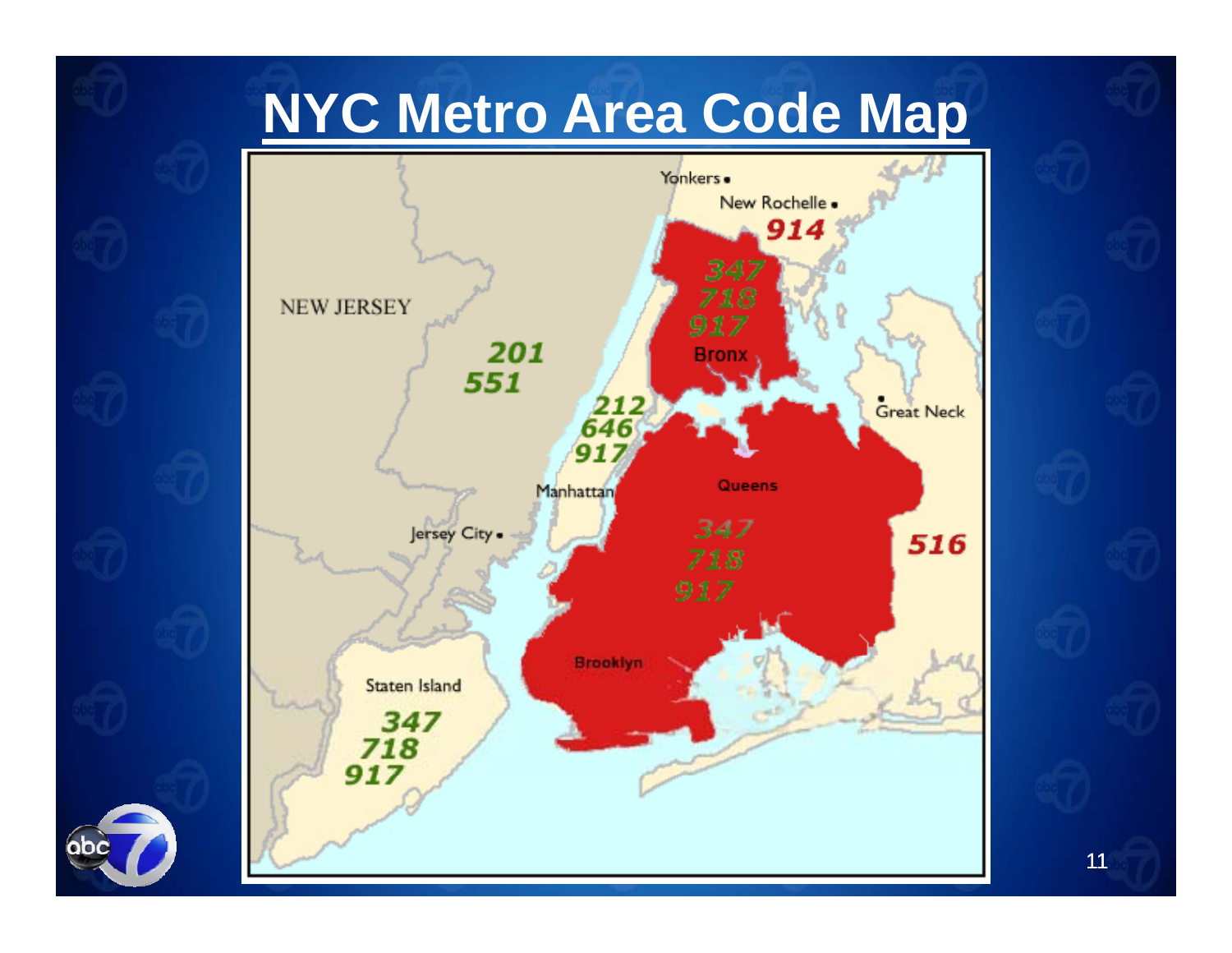# NYC Metro Area Code Map

Yonkers

New Rochelle

914

NEW JERSEY

201
551

347
718
917

Bronx

212
646
917

Manhattan

Great Neck

Queens

Jersey City

347
718
917

516

Brooklyn

Staten Island

347
718
917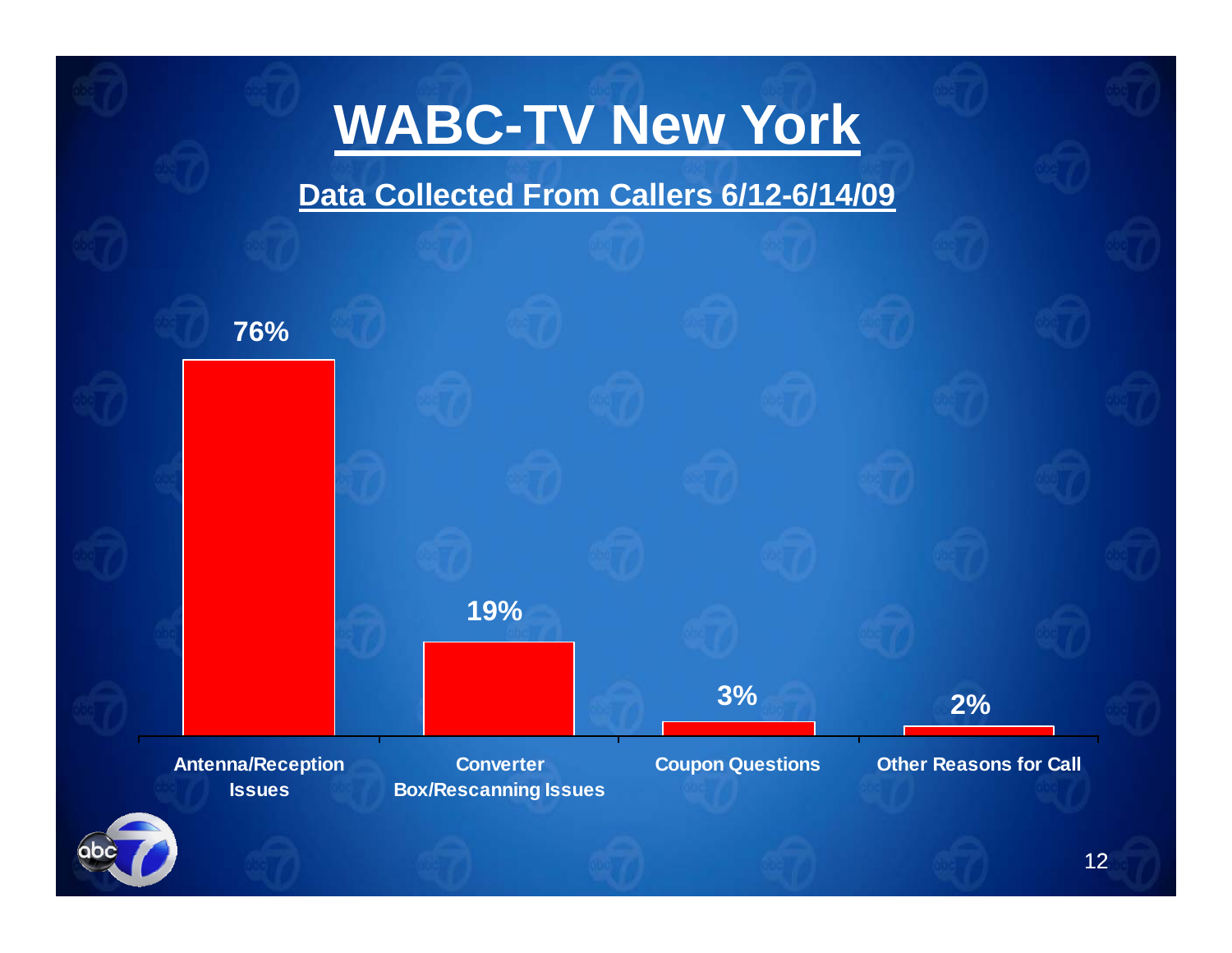# WABC-TV New York

**Data Collected From Callers 6/12-6/14/09**

| Category | Percentage |
| --- | --- |
| Antenna/Reception Issues | 76% |
| Converter Box/Rescanning Issues | 19% |
| Coupon Questions | 3% |
| Other Reasons for Call | 2% |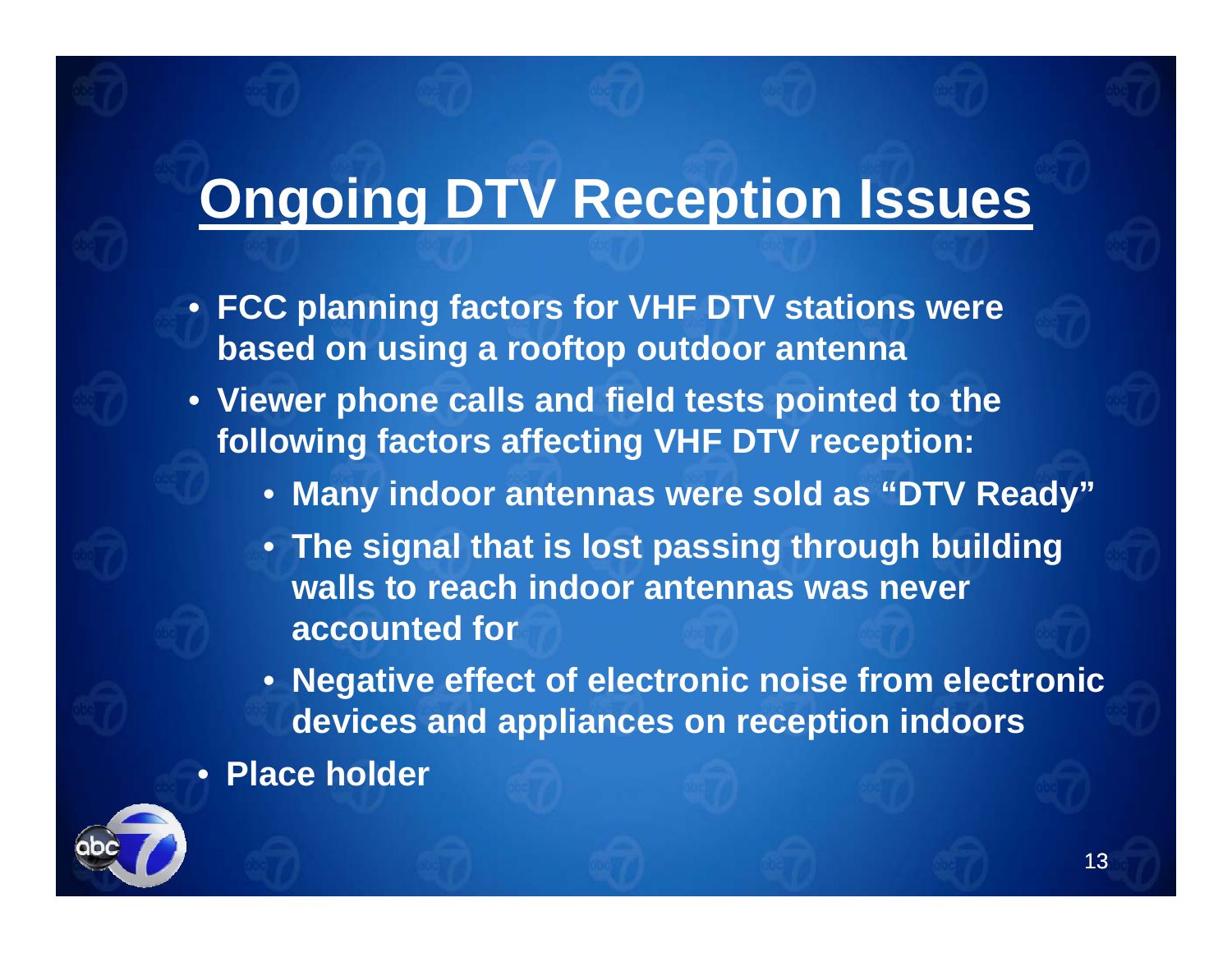# Ongoing DTV Reception Issues

- FCC planning factors for VHF DTV stations were based on using a rooftop outdoor antenna
- Viewer phone calls and field tests pointed to the following factors affecting VHF DTV reception:
  - Many indoor antennas were sold as "DTV Ready"
  - The signal that is lost passing through building walls to reach indoor antennas was never accounted for
  - Negative effect of electronic noise from electronic devices and appliances on reception indoors
- Place holder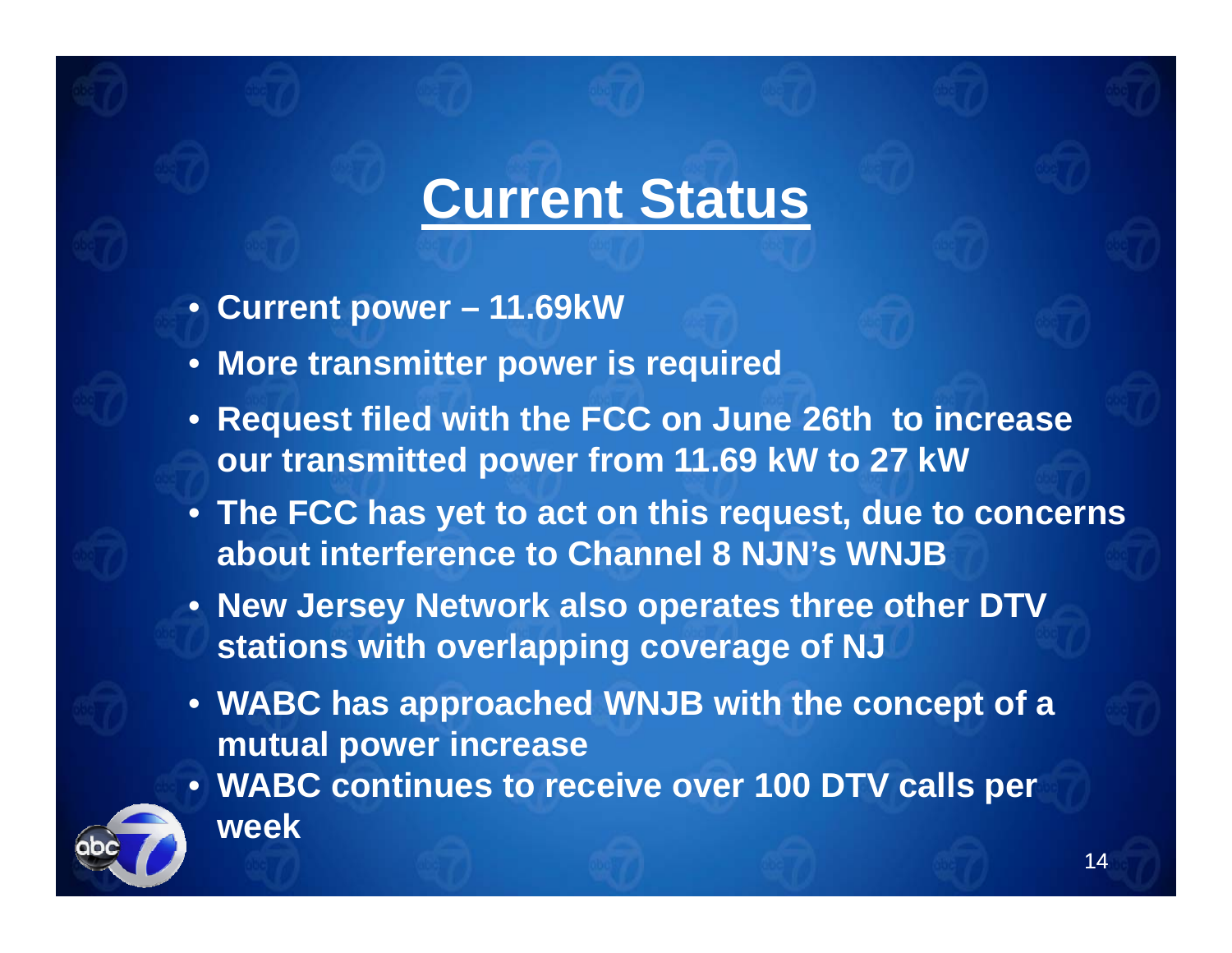# Current Status

- Current power – 11.69kW
- More transmitter power is required
- Request filed with the FCC on June 26th to increase our transmitted power from 11.69 kW to 27 kW
- The FCC has yet to act on this request, due to concerns about interference to Channel 8 NJN's WNJB
- New Jersey Network also operates three other DTV stations with overlapping coverage of NJ
- WABC has approached WNJB with the concept of a mutual power increase
- WABC continues to receive over 100 DTV calls per week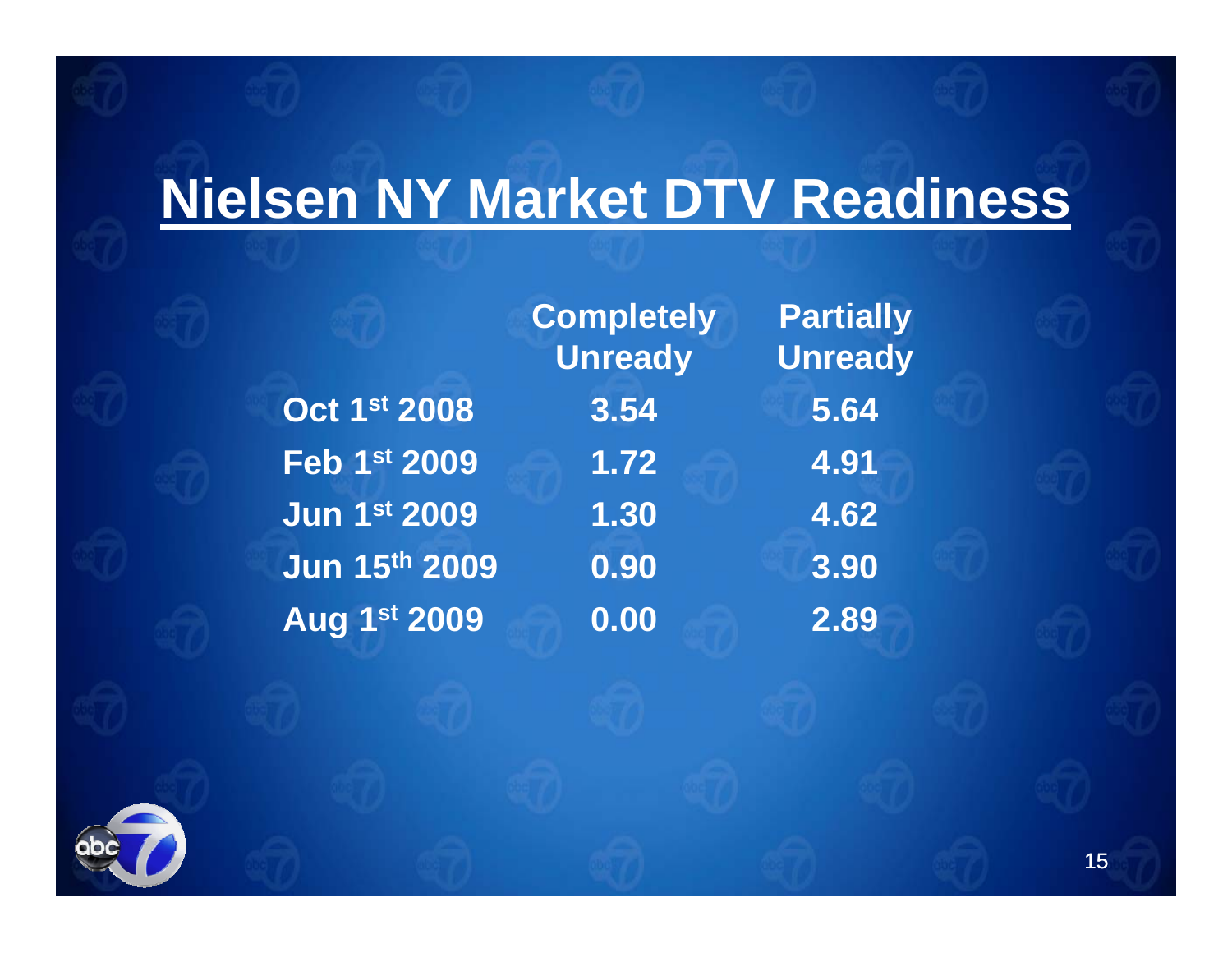# Nielsen NY Market DTV Readiness

| | Completely Unready | Partially Unready |
|---|---|---|
| Oct 1st 2008 | 3.54 | 5.64 |
| Feb 1st 2009 | 1.72 | 4.91 |
| Jun 1st 2009 | 1.30 | 4.62 |
| Jun 15th 2009 | 0.90 | 3.90 |
| Aug 1st 2009 | 0.00 | 2.89 |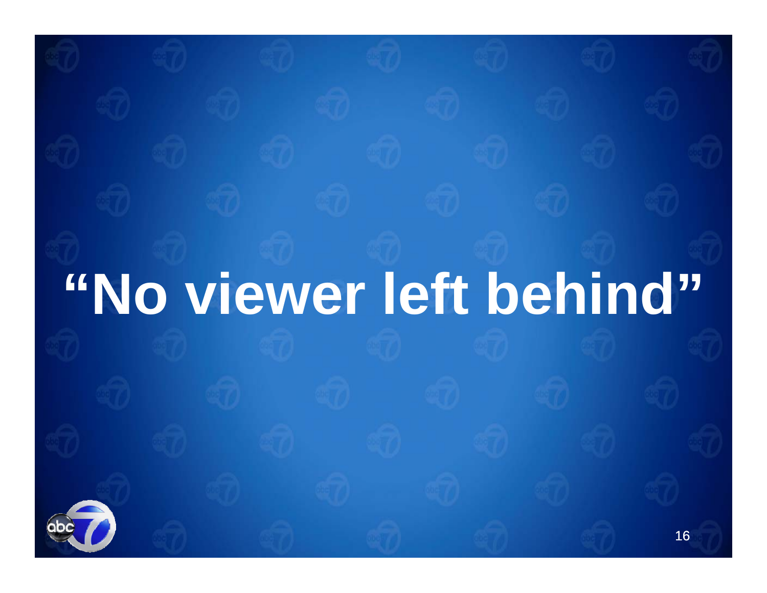# “No viewer left behind”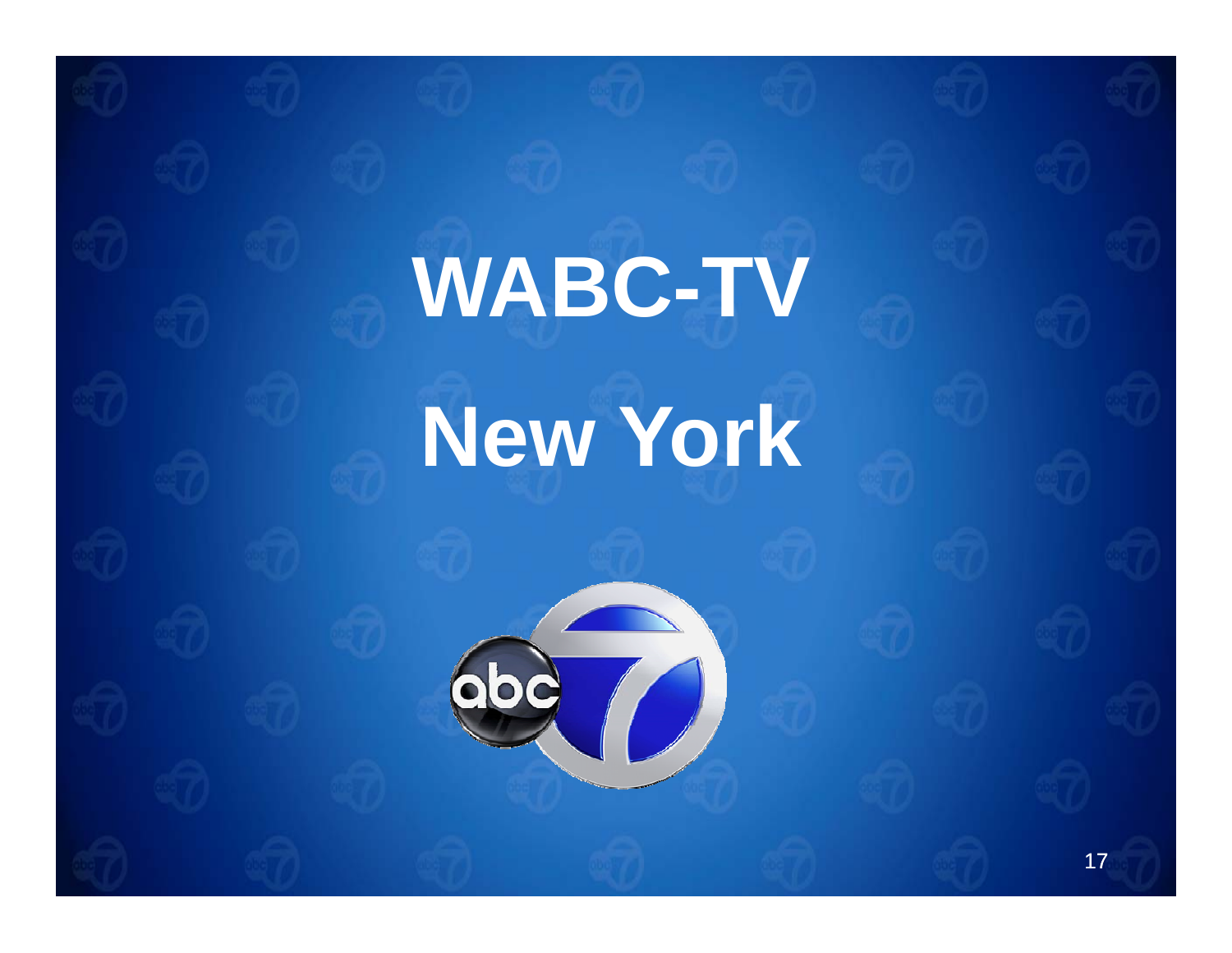# WABC-TV

# New York